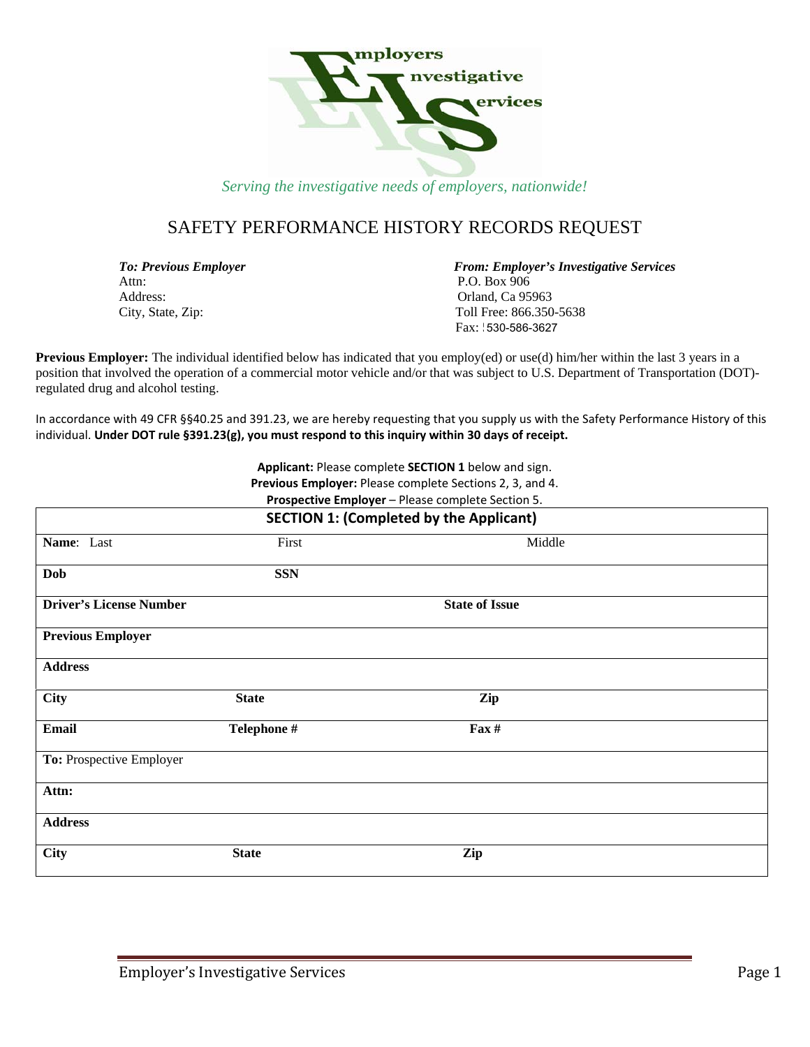Employers Investigative Services

*Serving the investigative needs of employers, nationwide!*

# SAFETY PERFORMANCE HISTORY RECORDS REQUEST

***To: Previous Employer***
Attn:
Address:
City, State, Zip:

***From: Employer's Investigative Services***
P.O. Box 906
Orland, Ca 95963
Toll Free: 866.350-5638
Fax: 530-586-3627

**Previous Employer:** The individual identified below has indicated that you employ(ed) or use(d) him/her within the last 3 years in a position that involved the operation of a commercial motor vehicle and/or that was subject to U.S. Department of Transportation (DOT)-regulated drug and alcohol testing.

In accordance with 49 CFR §§40.25 and 391.23, we are hereby requesting that you supply us with the Safety Performance History of this individual. **Under DOT rule §391.23(g), you must respond to this inquiry within 30 days of receipt.**

**Applicant:** Please complete **SECTION 1** below and sign.
**Previous Employer:** Please complete Sections 2, 3, and 4.
**Prospective Employer** – Please complete Section 5.

| **SECTION 1: (Completed by the Applicant)** | | |
|---|---|---|
| **Name**: Last | First | Middle |
| **Dob** | **SSN** | |
| **Driver's License Number** | | **State of Issue** |
| **Previous Employer** | | |
| **Address** | | |
| **City** | **State** | **Zip** |
| **Email** | **Telephone #** | **Fax #** |
| **To:** Prospective Employer | | |
| **Attn:** | | |
| **Address** | | |
| **City** | **State** | **Zip** |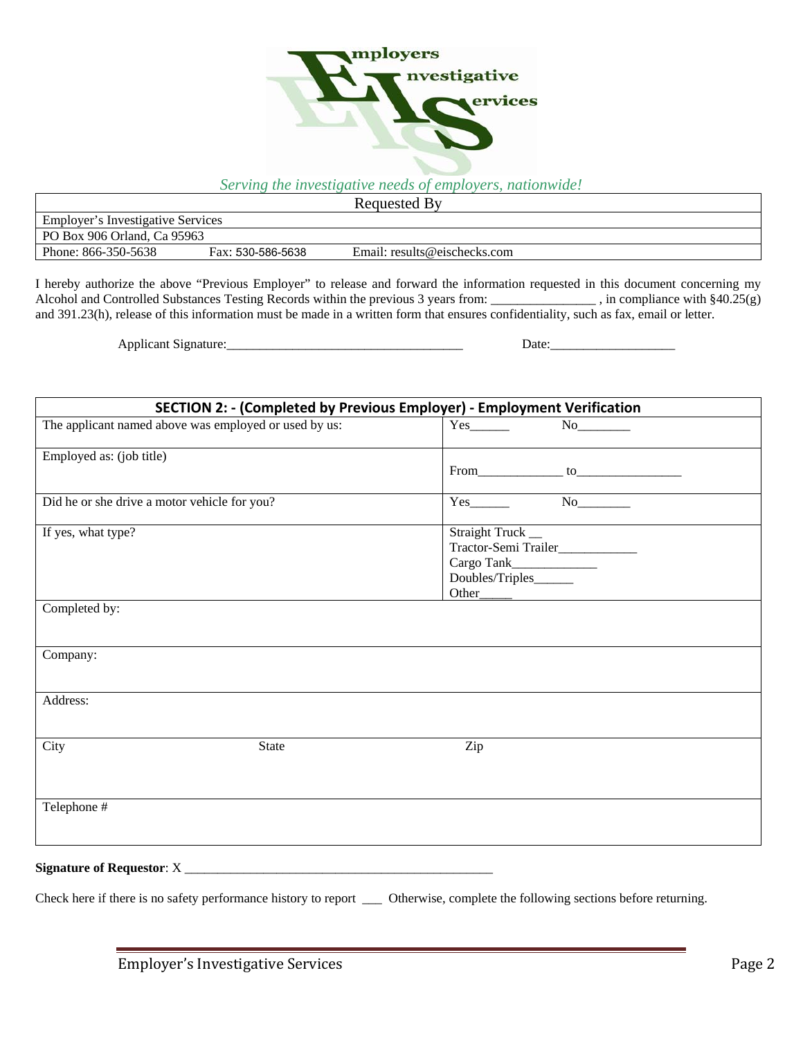*Serving the investigative needs of employers, nationwide!*

| Requested By | | |
|---|---|---|
| Employer's Investigative Services | | |
| PO Box 906 Orland, Ca 95963 | | |
| Phone: 866-350-5638 | Fax: 530-586-5638 | Email: results@eischecks.com |

I hereby authorize the above "Previous Employer" to release and forward the information requested in this document concerning my Alcohol and Controlled Substances Testing Records within the previous 3 years from: ________________ , in compliance with §40.25(g) and 391.23(h), release of this information must be made in a written form that ensures confidentiality, such as fax, email or letter.

Applicant Signature:_____________________________________ Date:___________________

| SECTION 2: - (Completed by Previous Employer) - Employment Verification | | |
|---|---|---|
| The applicant named above was employed or used by us: | | Yes______ No________ |
| Employed as: (job title) | | From_____________ to________________ |
| Did he or she drive a motor vehicle for you? | | Yes______ No________ |
| If yes, what type? | | Straight Truck __<br>Tractor-Semi Trailer____________<br>Cargo Tank_____________<br>Doubles/Triples______<br>Other_____ |
| Completed by: | | |
| Company: | | |
| Address: | | |
| City | State | Zip |
| Telephone # | | |

**Signature of Requestor**: X _________________________________________________

Check here if there is no safety performance history to report ___ Otherwise, complete the following sections before returning.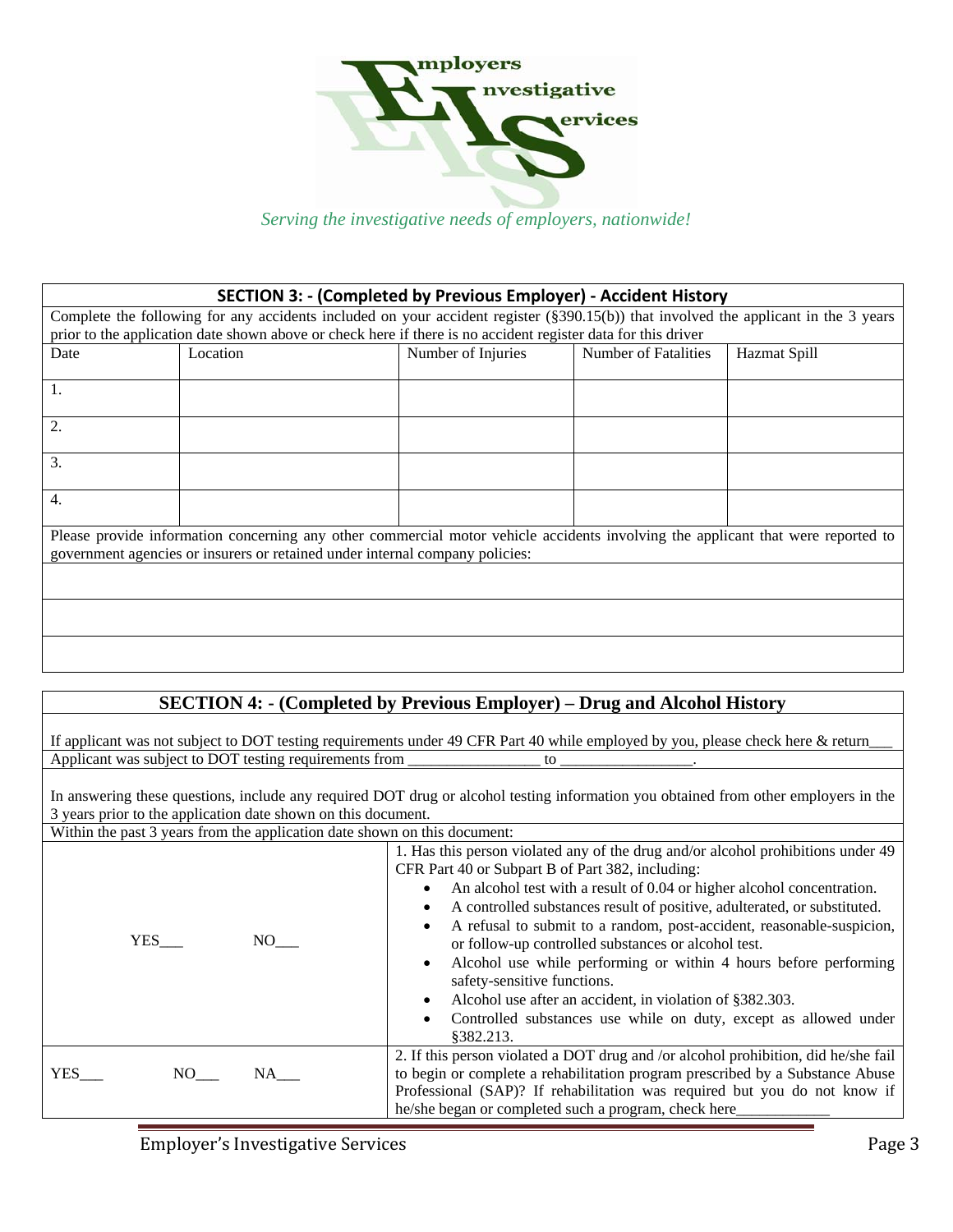mployers
nvestigative
ervices

*Serving the investigative needs of employers, nationwide!*

## SECTION 3: - (Completed by Previous Employer) - Accident History

Complete the following for any accidents included on your accident register (§390.15(b)) that involved the applicant in the 3 years prior to the application date shown above or check here if there is no accident register data for this driver

| Date | Location | Number of Injuries | Number of Fatalities | Hazmat Spill |
|---|---|---|---|---|
| 1. | | | | |
| 2. | | | | |
| 3. | | | | |
| 4. | | | | |

Please provide information concerning any other commercial motor vehicle accidents involving the applicant that were reported to government agencies or insurers or retained under internal company policies:

| |
|---|
| |
| |
| |

## SECTION 4: - (Completed by Previous Employer) – Drug and Alcohol History

If applicant was not subject to DOT testing requirements under 49 CFR Part 40 while employed by you, please check here & return___

Applicant was subject to DOT testing requirements from ________________ to ________________.

In answering these questions, include any required DOT drug or alcohol testing information you obtained from other employers in the 3 years prior to the application date shown on this document.

Within the past 3 years from the application date shown on this document:

| | |
|---|---|
| YES___ NO___ | 1. Has this person violated any of the drug and/or alcohol prohibitions under 49 CFR Part 40 or Subpart B of Part 382, including:<br>• An alcohol test with a result of 0.04 or higher alcohol concentration.<br>• A controlled substances result of positive, adulterated, or substituted.<br>• A refusal to submit to a random, post-accident, reasonable-suspicion, or follow-up controlled substances or alcohol test.<br>• Alcohol use while performing or within 4 hours before performing safety-sensitive functions.<br>• Alcohol use after an accident, in violation of §382.303.<br>• Controlled substances use while on duty, except as allowed under §382.213. |
| YES___ NO___ NA___ | 2. If this person violated a DOT drug and /or alcohol prohibition, did he/she fail to begin or complete a rehabilitation program prescribed by a Substance Abuse Professional (SAP)? If rehabilitation was required but you do not know if he/she began or completed such a program, check here___________ |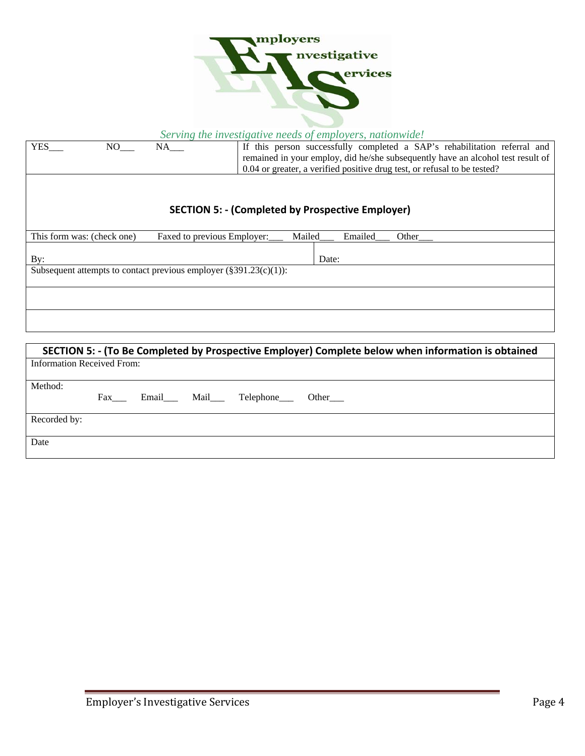**Employers Investigative Services**

*Serving the investigative needs of employers, nationwide!*

| | |
|---|---|
| YES___ NO___ NA___ | If this person successfully completed a SAP's rehabilitation referral and remained in your employ, did he/she subsequently have an alcohol test result of 0.04 or greater, a verified positive drug test, or refusal to be tested? |

## SECTION 5: - (Completed by Prospective Employer)

| | |
|---|---|
| This form was: (check one) Faxed to previous Employer:___ Mailed___ Emailed___ Other___ | |
| By: | Date: |
| Subsequent attempts to contact previous employer (§391.23(c)(1)): | |
| | |
| | |

## SECTION 5: - (To Be Completed by Prospective Employer) Complete below when information is obtained

| |
|---|
| Information Received From: |
| Method: Fax___ Email___ Mail___ Telephone___ Other___ |
| Recorded by: |
| Date |